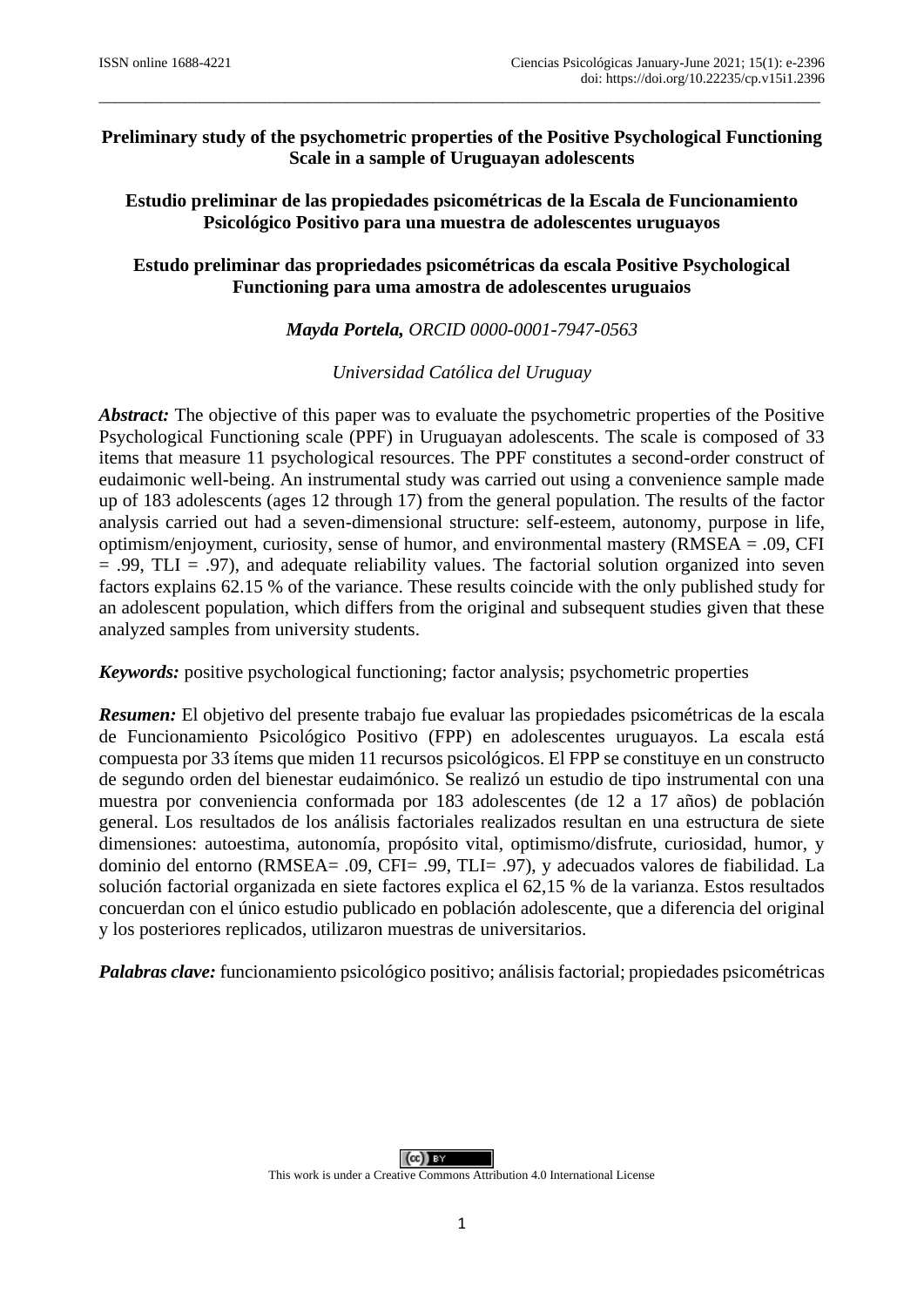# Preliminary study of the psychometric properties of the Positive Psychological Functioning Scale in a sample of Uruguayan adolescents

# Estudio preliminar de las propiedades psicométricas de la Escala de Funcionamiento Psicológico Positivo para una muestra de adolescentes uruguayos

# Estudo preliminar das propriedades psicométricas da escala Positive Psychological Functioning para uma amostra de adolescentes uruguaios

***Mayda Portela,*** *ORCID 0000-0001-7947-0563*

*Universidad Católica del Uruguay*

***Abstract:*** The objective of this paper was to evaluate the psychometric properties of the Positive Psychological Functioning scale (PPF) in Uruguayan adolescents. The scale is composed of 33 items that measure 11 psychological resources. The PPF constitutes a second-order construct of eudaimonic well-being. An instrumental study was carried out using a convenience sample made up of 183 adolescents (ages 12 through 17) from the general population. The results of the factor analysis carried out had a seven-dimensional structure: self-esteem, autonomy, purpose in life, optimism/enjoyment, curiosity, sense of humor, and environmental mastery (RMSEA = .09, CFI = .99, TLI = .97), and adequate reliability values. The factorial solution organized into seven factors explains 62.15 % of the variance. These results coincide with the only published study for an adolescent population, which differs from the original and subsequent studies given that these analyzed samples from university students.

***Keywords:*** positive psychological functioning; factor analysis; psychometric properties

***Resumen:*** El objetivo del presente trabajo fue evaluar las propiedades psicométricas de la escala de Funcionamiento Psicológico Positivo (FPP) en adolescentes uruguayos. La escala está compuesta por 33 ítems que miden 11 recursos psicológicos. El FPP se constituye en un constructo de segundo orden del bienestar eudaimónico. Se realizó un estudio de tipo instrumental con una muestra por conveniencia conformada por 183 adolescentes (de 12 a 17 años) de población general. Los resultados de los análisis factoriales realizados resultan en una estructura de siete dimensiones: autoestima, autonomía, propósito vital, optimismo/disfrute, curiosidad, humor, y dominio del entorno (RMSEA= .09, CFI= .99, TLI= .97), y adecuados valores de fiabilidad. La solución factorial organizada en siete factores explica el 62,15 % de la varianza. Estos resultados concuerdan con el único estudio publicado en población adolescente, que a diferencia del original y los posteriores replicados, utilizaron muestras de universitarios.

***Palabras clave:*** funcionamiento psicológico positivo; análisis factorial; propiedades psicométricas

This work is under a Creative Commons Attribution 4.0 International License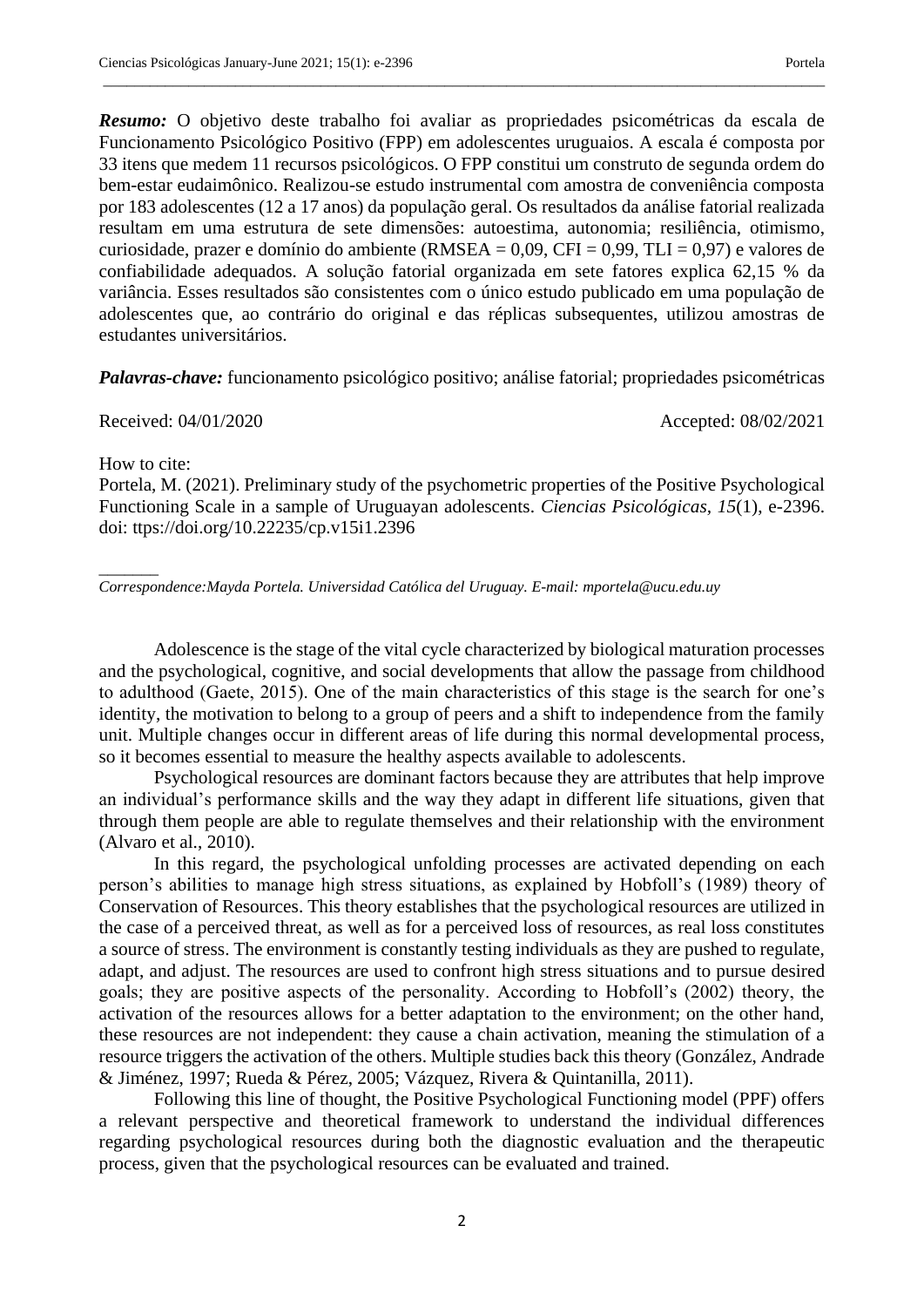***Resumo:*** O objetivo deste trabalho foi avaliar as propriedades psicométricas da escala de Funcionamento Psicológico Positivo (FPP) em adolescentes uruguaios. A escala é composta por 33 itens que medem 11 recursos psicológicos. O FPP constitui um construto de segunda ordem do bem-estar eudaimônico. Realizou-se estudo instrumental com amostra de conveniência composta por 183 adolescentes (12 a 17 anos) da população geral. Os resultados da análise fatorial realizada resultam em uma estrutura de sete dimensões: autoestima, autonomia; resiliência, otimismo, curiosidade, prazer e domínio do ambiente (RMSEA = 0,09, CFI = 0,99, TLI = 0,97) e valores de confiabilidade adequados. A solução fatorial organizada em sete fatores explica 62,15 % da variância. Esses resultados são consistentes com o único estudo publicado em uma população de adolescentes que, ao contrário do original e das réplicas subsequentes, utilizou amostras de estudantes universitários.

***Palavras-chave:*** funcionamento psicológico positivo; análise fatorial; propriedades psicométricas

Received: 04/01/2020 Accepted: 08/02/2021

How to cite:
Portela, M. (2021). Preliminary study of the psychometric properties of the Positive Psychological Functioning Scale in a sample of Uruguayan adolescents. *Ciencias Psicológicas, 15*(1), e-2396. doi: ttps://doi.org/10.22235/cp.v15i1.2396

*Correspondence:Mayda Portela. Universidad Católica del Uruguay. E-mail: mportela@ucu.edu.uy*

Adolescence is the stage of the vital cycle characterized by biological maturation processes and the psychological, cognitive, and social developments that allow the passage from childhood to adulthood (Gaete, 2015). One of the main characteristics of this stage is the search for one's identity, the motivation to belong to a group of peers and a shift to independence from the family unit. Multiple changes occur in different areas of life during this normal developmental process, so it becomes essential to measure the healthy aspects available to adolescents.

Psychological resources are dominant factors because they are attributes that help improve an individual's performance skills and the way they adapt in different life situations, given that through them people are able to regulate themselves and their relationship with the environment (Alvaro et al., 2010).

In this regard, the psychological unfolding processes are activated depending on each person's abilities to manage high stress situations, as explained by Hobfoll's (1989) theory of Conservation of Resources. This theory establishes that the psychological resources are utilized in the case of a perceived threat, as well as for a perceived loss of resources, as real loss constitutes a source of stress. The environment is constantly testing individuals as they are pushed to regulate, adapt, and adjust. The resources are used to confront high stress situations and to pursue desired goals; they are positive aspects of the personality. According to Hobfoll's (2002) theory, the activation of the resources allows for a better adaptation to the environment; on the other hand, these resources are not independent: they cause a chain activation, meaning the stimulation of a resource triggers the activation of the others. Multiple studies back this theory (González, Andrade & Jiménez, 1997; Rueda & Pérez, 2005; Vázquez, Rivera & Quintanilla, 2011).

Following this line of thought, the Positive Psychological Functioning model (PPF) offers a relevant perspective and theoretical framework to understand the individual differences regarding psychological resources during both the diagnostic evaluation and the therapeutic process, given that the psychological resources can be evaluated and trained.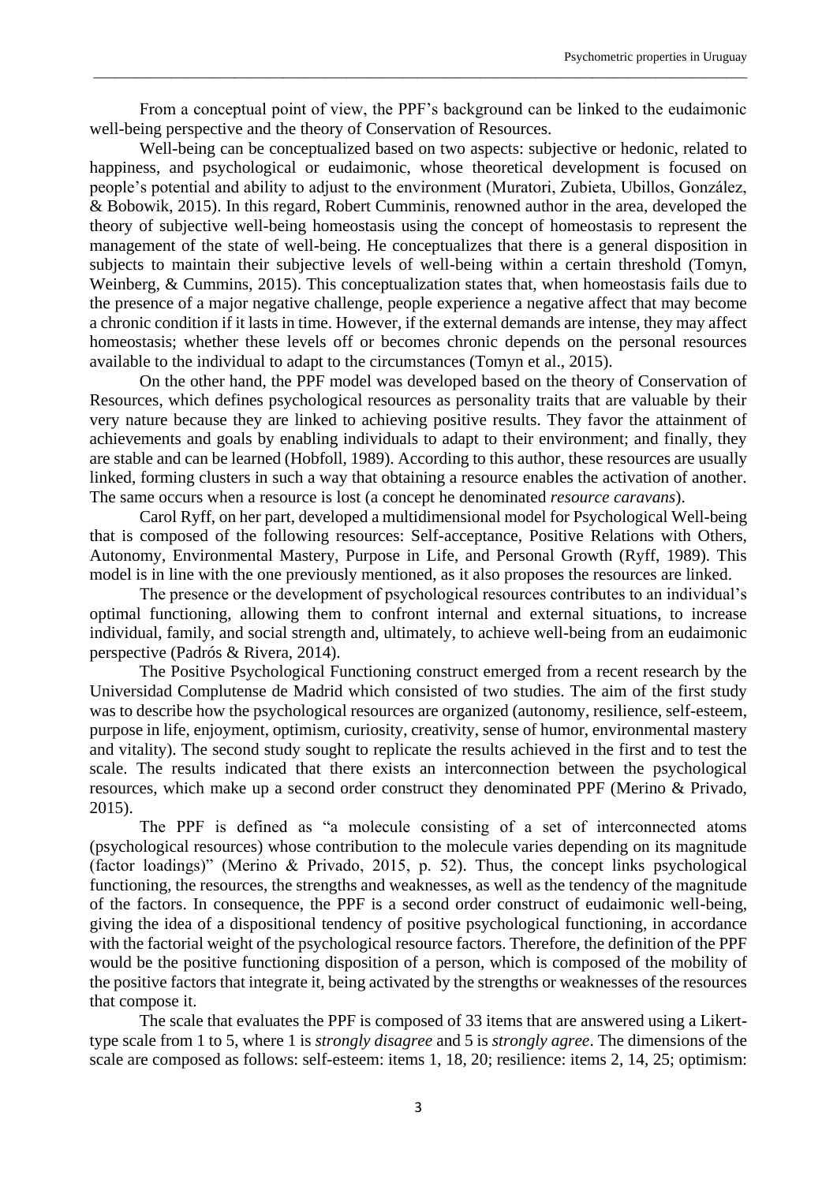From a conceptual point of view, the PPF's background can be linked to the eudaimonic well-being perspective and the theory of Conservation of Resources.

Well-being can be conceptualized based on two aspects: subjective or hedonic, related to happiness, and psychological or eudaimonic, whose theoretical development is focused on people's potential and ability to adjust to the environment (Muratori, Zubieta, Ubillos, González, & Bobowik, 2015). In this regard, Robert Cumminis, renowned author in the area, developed the theory of subjective well-being homeostasis using the concept of homeostasis to represent the management of the state of well-being. He conceptualizes that there is a general disposition in subjects to maintain their subjective levels of well-being within a certain threshold (Tomyn, Weinberg, & Cummins, 2015). This conceptualization states that, when homeostasis fails due to the presence of a major negative challenge, people experience a negative affect that may become a chronic condition if it lasts in time. However, if the external demands are intense, they may affect homeostasis; whether these levels off or becomes chronic depends on the personal resources available to the individual to adapt to the circumstances (Tomyn et al., 2015).

On the other hand, the PPF model was developed based on the theory of Conservation of Resources, which defines psychological resources as personality traits that are valuable by their very nature because they are linked to achieving positive results. They favor the attainment of achievements and goals by enabling individuals to adapt to their environment; and finally, they are stable and can be learned (Hobfoll, 1989). According to this author, these resources are usually linked, forming clusters in such a way that obtaining a resource enables the activation of another. The same occurs when a resource is lost (a concept he denominated *resource caravans*).

Carol Ryff, on her part, developed a multidimensional model for Psychological Well-being that is composed of the following resources: Self-acceptance, Positive Relations with Others, Autonomy, Environmental Mastery, Purpose in Life, and Personal Growth (Ryff, 1989). This model is in line with the one previously mentioned, as it also proposes the resources are linked.

The presence or the development of psychological resources contributes to an individual's optimal functioning, allowing them to confront internal and external situations, to increase individual, family, and social strength and, ultimately, to achieve well-being from an eudaimonic perspective (Padrós & Rivera, 2014).

The Positive Psychological Functioning construct emerged from a recent research by the Universidad Complutense de Madrid which consisted of two studies. The aim of the first study was to describe how the psychological resources are organized (autonomy, resilience, self-esteem, purpose in life, enjoyment, optimism, curiosity, creativity, sense of humor, environmental mastery and vitality). The second study sought to replicate the results achieved in the first and to test the scale. The results indicated that there exists an interconnection between the psychological resources, which make up a second order construct they denominated PPF (Merino & Privado, 2015).

The PPF is defined as "a molecule consisting of a set of interconnected atoms (psychological resources) whose contribution to the molecule varies depending on its magnitude (factor loadings)" (Merino & Privado, 2015, p. 52). Thus, the concept links psychological functioning, the resources, the strengths and weaknesses, as well as the tendency of the magnitude of the factors. In consequence, the PPF is a second order construct of eudaimonic well-being, giving the idea of a dispositional tendency of positive psychological functioning, in accordance with the factorial weight of the psychological resource factors. Therefore, the definition of the PPF would be the positive functioning disposition of a person, which is composed of the mobility of the positive factors that integrate it, being activated by the strengths or weaknesses of the resources that compose it.

The scale that evaluates the PPF is composed of 33 items that are answered using a Likert-type scale from 1 to 5, where 1 is *strongly disagree* and 5 is *strongly agree*. The dimensions of the scale are composed as follows: self-esteem: items 1, 18, 20; resilience: items 2, 14, 25; optimism: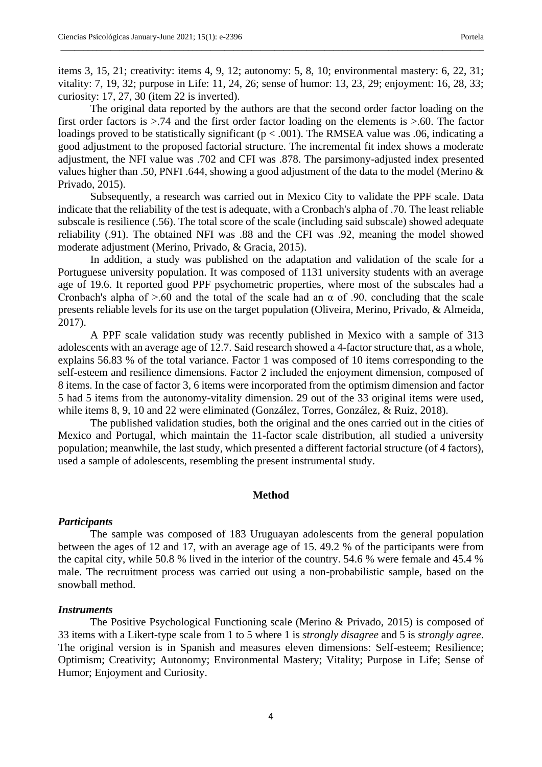items 3, 15, 21; creativity: items 4, 9, 12; autonomy: 5, 8, 10; environmental mastery: 6, 22, 31; vitality: 7, 19, 32; purpose in Life: 11, 24, 26; sense of humor: 13, 23, 29; enjoyment: 16, 28, 33; curiosity: 17, 27, 30 (item 22 is inverted).

The original data reported by the authors are that the second order factor loading on the first order factors is >.74 and the first order factor loading on the elements is >.60. The factor loadings proved to be statistically significant ($p < .001$). The RMSEA value was .06, indicating a good adjustment to the proposed factorial structure. The incremental fit index shows a moderate adjustment, the NFI value was .702 and CFI was .878. The parsimony-adjusted index presented values higher than .50, PNFI .644, showing a good adjustment of the data to the model (Merino & Privado, 2015).

Subsequently, a research was carried out in Mexico City to validate the PPF scale. Data indicate that the reliability of the test is adequate, with a Cronbach's alpha of .70. The least reliable subscale is resilience (.56). The total score of the scale (including said subscale) showed adequate reliability (.91). The obtained NFI was .88 and the CFI was .92, meaning the model showed moderate adjustment (Merino, Privado, & Gracia, 2015).

In addition, a study was published on the adaptation and validation of the scale for a Portuguese university population. It was composed of 1131 university students with an average age of 19.6. It reported good PPF psychometric properties, where most of the subscales had a Cronbach's alpha of >.60 and the total of the scale had an $\alpha$ of .90, concluding that the scale presents reliable levels for its use on the target population (Oliveira, Merino, Privado, & Almeida, 2017).

A PPF scale validation study was recently published in Mexico with a sample of 313 adolescents with an average age of 12.7. Said research showed a 4-factor structure that, as a whole, explains 56.83 % of the total variance. Factor 1 was composed of 10 items corresponding to the self-esteem and resilience dimensions. Factor 2 included the enjoyment dimension, composed of 8 items. In the case of factor 3, 6 items were incorporated from the optimism dimension and factor 5 had 5 items from the autonomy-vitality dimension. 29 out of the 33 original items were used, while items 8, 9, 10 and 22 were eliminated (González, Torres, González, & Ruiz, 2018).

The published validation studies, both the original and the ones carried out in the cities of Mexico and Portugal, which maintain the 11-factor scale distribution, all studied a university population; meanwhile, the last study, which presented a different factorial structure (of 4 factors), used a sample of adolescents, resembling the present instrumental study.

## Method

### *Participants*

The sample was composed of 183 Uruguayan adolescents from the general population between the ages of 12 and 17, with an average age of 15. 49.2 % of the participants were from the capital city, while 50.8 % lived in the interior of the country. 54.6 % were female and 45.4 % male. The recruitment process was carried out using a non-probabilistic sample, based on the snowball method.

### *Instruments*

The Positive Psychological Functioning scale (Merino & Privado, 2015) is composed of 33 items with a Likert-type scale from 1 to 5 where 1 is *strongly disagree* and 5 is *strongly agree*. The original version is in Spanish and measures eleven dimensions: Self-esteem; Resilience; Optimism; Creativity; Autonomy; Environmental Mastery; Vitality; Purpose in Life; Sense of Humor; Enjoyment and Curiosity.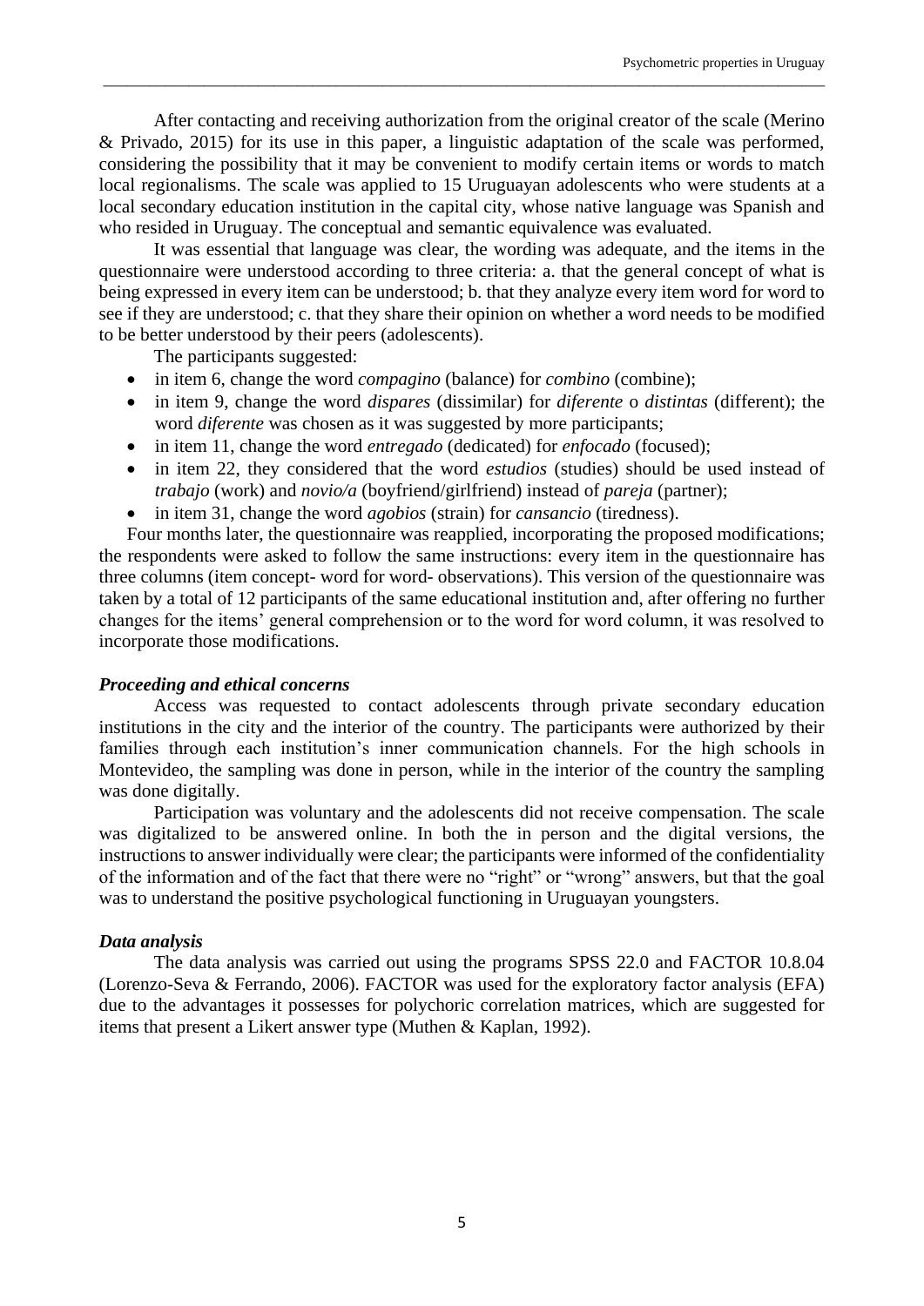After contacting and receiving authorization from the original creator of the scale (Merino & Privado, 2015) for its use in this paper, a linguistic adaptation of the scale was performed, considering the possibility that it may be convenient to modify certain items or words to match local regionalisms. The scale was applied to 15 Uruguayan adolescents who were students at a local secondary education institution in the capital city, whose native language was Spanish and who resided in Uruguay. The conceptual and semantic equivalence was evaluated.

It was essential that language was clear, the wording was adequate, and the items in the questionnaire were understood according to three criteria: a. that the general concept of what is being expressed in every item can be understood; b. that they analyze every item word for word to see if they are understood; c. that they share their opinion on whether a word needs to be modified to be better understood by their peers (adolescents).

The participants suggested:

- in item 6, change the word *compagino* (balance) for *combino* (combine);
- in item 9, change the word *dispares* (dissimilar) for *diferente* o *distintas* (different); the word *diferente* was chosen as it was suggested by more participants;
- in item 11, change the word *entregado* (dedicated) for *enfocado* (focused);
- in item 22, they considered that the word *estudios* (studies) should be used instead of *trabajo* (work) and *novio/a* (boyfriend/girlfriend) instead of *pareja* (partner);
- in item 31, change the word *agobios* (strain) for *cansancio* (tiredness).

Four months later, the questionnaire was reapplied, incorporating the proposed modifications; the respondents were asked to follow the same instructions: every item in the questionnaire has three columns (item concept- word for word- observations). This version of the questionnaire was taken by a total of 12 participants of the same educational institution and, after offering no further changes for the items' general comprehension or to the word for word column, it was resolved to incorporate those modifications.

### *Proceeding and ethical concerns*

Access was requested to contact adolescents through private secondary education institutions in the city and the interior of the country. The participants were authorized by their families through each institution's inner communication channels. For the high schools in Montevideo, the sampling was done in person, while in the interior of the country the sampling was done digitally.

Participation was voluntary and the adolescents did not receive compensation. The scale was digitalized to be answered online. In both the in person and the digital versions, the instructions to answer individually were clear; the participants were informed of the confidentiality of the information and of the fact that there were no "right" or "wrong" answers, but that the goal was to understand the positive psychological functioning in Uruguayan youngsters.

### *Data analysis*

The data analysis was carried out using the programs SPSS 22.0 and FACTOR 10.8.04 (Lorenzo-Seva & Ferrando, 2006). FACTOR was used for the exploratory factor analysis (EFA) due to the advantages it possesses for polychoric correlation matrices, which are suggested for items that present a Likert answer type (Muthen & Kaplan, 1992).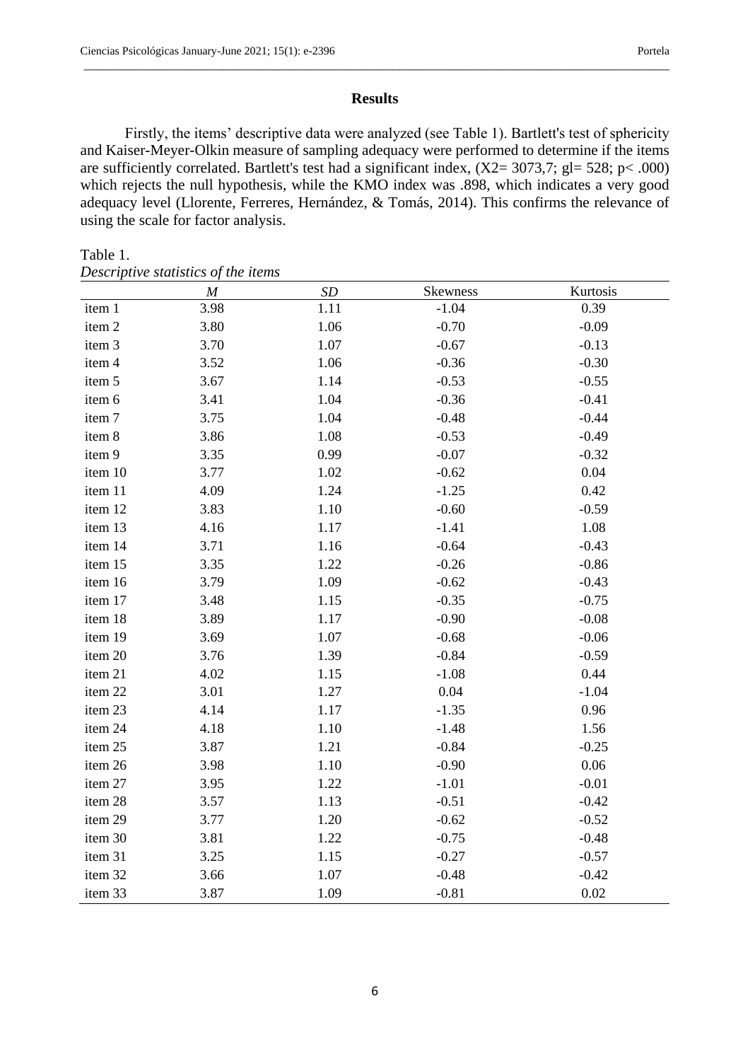## Results

Firstly, the items' descriptive data were analyzed (see Table 1). Bartlett's test of sphericity and Kaiser-Meyer-Olkin measure of sampling adequacy were performed to determine if the items are sufficiently correlated. Bartlett's test had a significant index, ($X2= 3073,7$; $gl= 528$; $p< .000$) which rejects the null hypothesis, while the KMO index was .898, which indicates a very good adequacy level (Llorente, Ferreres, Hernández, & Tomás, 2014). This confirms the relevance of using the scale for factor analysis.

Table 1.
*Descriptive statistics of the items*

| | *M* | *SD* | Skewness | Kurtosis |
|---|---|---|---|---|
| item 1 | 3.98 | 1.11 | -1.04 | 0.39 |
| item 2 | 3.80 | 1.06 | -0.70 | -0.09 |
| item 3 | 3.70 | 1.07 | -0.67 | -0.13 |
| item 4 | 3.52 | 1.06 | -0.36 | -0.30 |
| item 5 | 3.67 | 1.14 | -0.53 | -0.55 |
| item 6 | 3.41 | 1.04 | -0.36 | -0.41 |
| item 7 | 3.75 | 1.04 | -0.48 | -0.44 |
| item 8 | 3.86 | 1.08 | -0.53 | -0.49 |
| item 9 | 3.35 | 0.99 | -0.07 | -0.32 |
| item 10 | 3.77 | 1.02 | -0.62 | 0.04 |
| item 11 | 4.09 | 1.24 | -1.25 | 0.42 |
| item 12 | 3.83 | 1.10 | -0.60 | -0.59 |
| item 13 | 4.16 | 1.17 | -1.41 | 1.08 |
| item 14 | 3.71 | 1.16 | -0.64 | -0.43 |
| item 15 | 3.35 | 1.22 | -0.26 | -0.86 |
| item 16 | 3.79 | 1.09 | -0.62 | -0.43 |
| item 17 | 3.48 | 1.15 | -0.35 | -0.75 |
| item 18 | 3.89 | 1.17 | -0.90 | -0.08 |
| item 19 | 3.69 | 1.07 | -0.68 | -0.06 |
| item 20 | 3.76 | 1.39 | -0.84 | -0.59 |
| item 21 | 4.02 | 1.15 | -1.08 | 0.44 |
| item 22 | 3.01 | 1.27 | 0.04 | -1.04 |
| item 23 | 4.14 | 1.17 | -1.35 | 0.96 |
| item 24 | 4.18 | 1.10 | -1.48 | 1.56 |
| item 25 | 3.87 | 1.21 | -0.84 | -0.25 |
| item 26 | 3.98 | 1.10 | -0.90 | 0.06 |
| item 27 | 3.95 | 1.22 | -1.01 | -0.01 |
| item 28 | 3.57 | 1.13 | -0.51 | -0.42 |
| item 29 | 3.77 | 1.20 | -0.62 | -0.52 |
| item 30 | 3.81 | 1.22 | -0.75 | -0.48 |
| item 31 | 3.25 | 1.15 | -0.27 | -0.57 |
| item 32 | 3.66 | 1.07 | -0.48 | -0.42 |
| item 33 | 3.87 | 1.09 | -0.81 | 0.02 |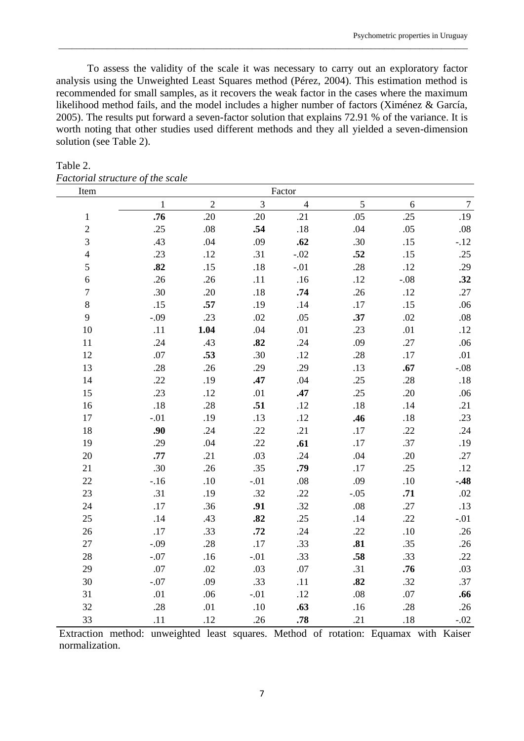To assess the validity of the scale it was necessary to carry out an exploratory factor analysis using the Unweighted Least Squares method (Pérez, 2004). This estimation method is recommended for small samples, as it recovers the weak factor in the cases where the maximum likelihood method fails, and the model includes a higher number of factors (Ximénez & García, 2005). The results put forward a seven-factor solution that explains 72.91 % of the variance. It is worth noting that other studies used different methods and they all yielded a seven-dimension solution (see Table 2).

Table 2.
*Factorial structure of the scale*

| Item | Factor | | | | | | |
|---|---|---|---|---|---|---|---|
| | 1 | 2 | 3 | 4 | 5 | 6 | 7 |
| 1 | **.76** | .20 | .20 | .21 | .05 | .25 | .19 |
| 2 | .25 | .08 | **.54** | .18 | .04 | .05 | .08 |
| 3 | .43 | .04 | .09 | **.62** | .30 | .15 | -.12 |
| 4 | .23 | .12 | .31 | -.02 | **.52** | .15 | .25 |
| 5 | **.82** | .15 | .18 | -.01 | .28 | .12 | .29 |
| 6 | .26 | .26 | .11 | .16 | .12 | -.08 | **.32** |
| 7 | .30 | .20 | .18 | **.74** | .26 | .12 | .27 |
| 8 | .15 | **.57** | .19 | .14 | .17 | .15 | .06 |
| 9 | -.09 | .23 | .02 | .05 | **.37** | .02 | .08 |
| 10 | .11 | **1.04** | .04 | .01 | .23 | .01 | .12 |
| 11 | .24 | .43 | **.82** | .24 | .09 | .27 | .06 |
| 12 | .07 | **.53** | .30 | .12 | .28 | .17 | .01 |
| 13 | .28 | .26 | .29 | .29 | .13 | **.67** | -.08 |
| 14 | .22 | .19 | **.47** | .04 | .25 | .28 | .18 |
| 15 | .23 | .12 | .01 | **.47** | .25 | .20 | .06 |
| 16 | .18 | .28 | **.51** | .12 | .18 | .14 | .21 |
| 17 | -.01 | .19 | .13 | .12 | **.46** | .18 | .23 |
| 18 | **.90** | .24 | .22 | .21 | .17 | .22 | .24 |
| 19 | .29 | .04 | .22 | **.61** | .17 | .37 | .19 |
| 20 | **.77** | .21 | .03 | .24 | .04 | .20 | .27 |
| 21 | .30 | .26 | .35 | **.79** | .17 | .25 | .12 |
| 22 | -.16 | .10 | -.01 | .08 | .09 | .10 | **-.48** |
| 23 | .31 | .19 | .32 | .22 | -.05 | **.71** | .02 |
| 24 | .17 | .36 | **.91** | .32 | .08 | .27 | .13 |
| 25 | .14 | .43 | **.82** | .25 | .14 | .22 | -.01 |
| 26 | .17 | .33 | **.72** | .24 | .22 | .10 | .26 |
| 27 | -.09 | .28 | .17 | .33 | **.81** | .35 | .26 |
| 28 | -.07 | .16 | -.01 | .33 | **.58** | .33 | .22 |
| 29 | .07 | .02 | .03 | .07 | .31 | **.76** | .03 |
| 30 | -.07 | .09 | .33 | .11 | **.82** | .32 | .37 |
| 31 | .01 | .06 | -.01 | .12 | .08 | .07 | **.66** |
| 32 | .28 | .01 | .10 | **.63** | .16 | .28 | .26 |
| 33 | .11 | .12 | .26 | **.78** | .21 | .18 | -.02 |

Extraction method: unweighted least squares. Method of rotation: Equamax with Kaiser normalization.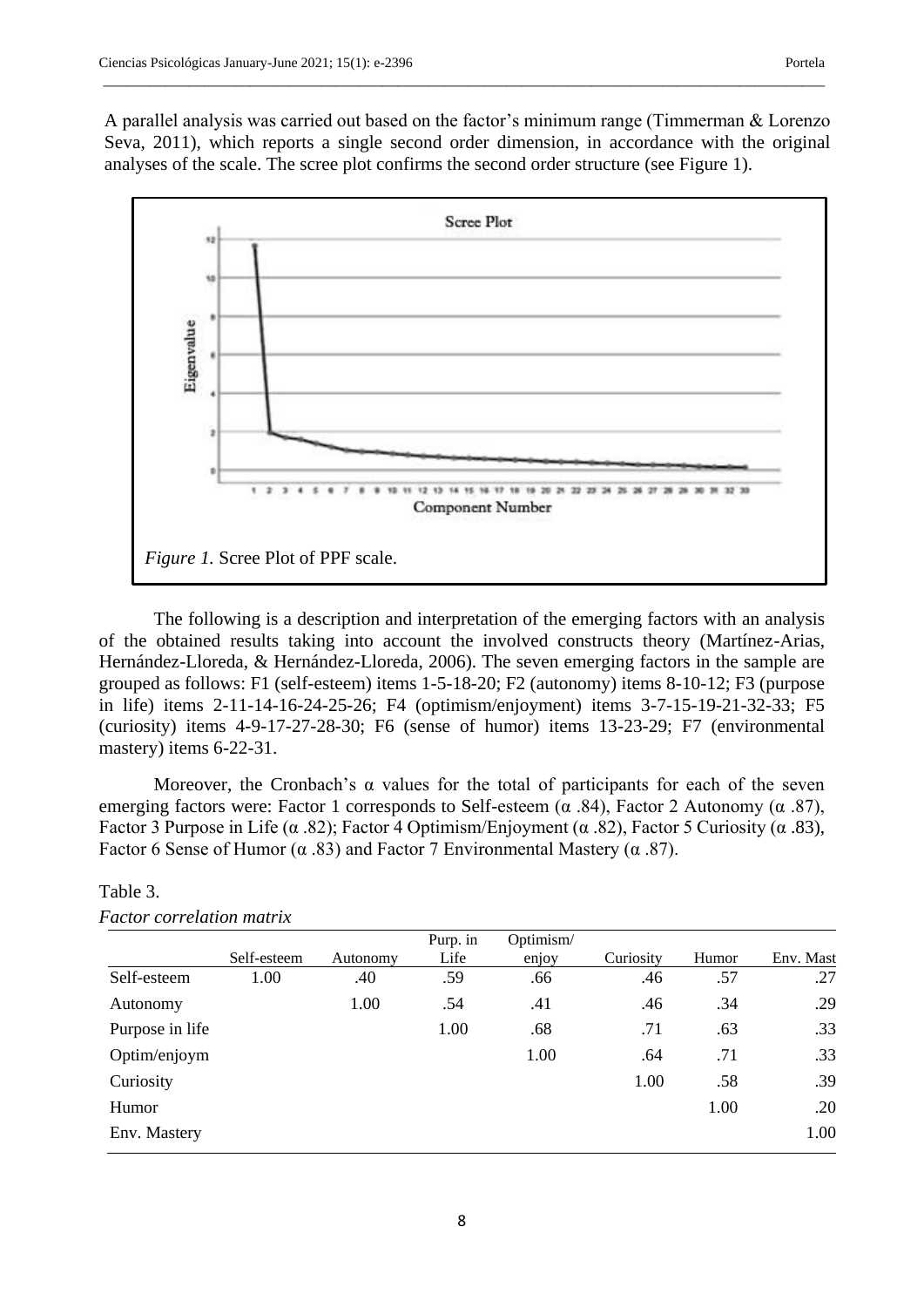A parallel analysis was carried out based on the factor's minimum range (Timmerman & Lorenzo Seva, 2011), which reports a single second order dimension, in accordance with the original analyses of the scale. The scree plot confirms the second order structure (see Figure 1).

*Figure 1.* Scree Plot of PPF scale.

The following is a description and interpretation of the emerging factors with an analysis of the obtained results taking into account the involved constructs theory (Martínez-Arias, Hernández-Lloreda, & Hernández-Lloreda, 2006). The seven emerging factors in the sample are grouped as follows: F1 (self-esteem) items 1-5-18-20; F2 (autonomy) items 8-10-12; F3 (purpose in life) items 2-11-14-16-24-25-26; F4 (optimism/enjoyment) items 3-7-15-19-21-32-33; F5 (curiosity) items 4-9-17-27-28-30; F6 (sense of humor) items 13-23-29; F7 (environmental mastery) items 6-22-31.

Moreover, the Cronbach's α values for the total of participants for each of the seven emerging factors were: Factor 1 corresponds to Self-esteem (α .84), Factor 2 Autonomy (α .87), Factor 3 Purpose in Life (α .82); Factor 4 Optimism/Enjoyment (α .82), Factor 5 Curiosity (α .83), Factor 6 Sense of Humor (α .83) and Factor 7 Environmental Mastery (α .87).

Table 3.
*Factor correlation matrix*

| | Self-esteem | Autonomy | Purp. in Life | Optimism/ enjoy | Curiosity | Humor | Env. Mast |
|---|---|---|---|---|---|---|---|
| Self-esteem | 1.00 | .40 | .59 | .66 | .46 | .57 | .27 |
| Autonomy | | 1.00 | .54 | .41 | .46 | .34 | .29 |
| Purpose in life | | | 1.00 | .68 | .71 | .63 | .33 |
| Optim/enjoym | | | | 1.00 | .64 | .71 | .33 |
| Curiosity | | | | | 1.00 | .58 | .39 |
| Humor | | | | | | 1.00 | .20 |
| Env. Mastery | | | | | | | 1.00 |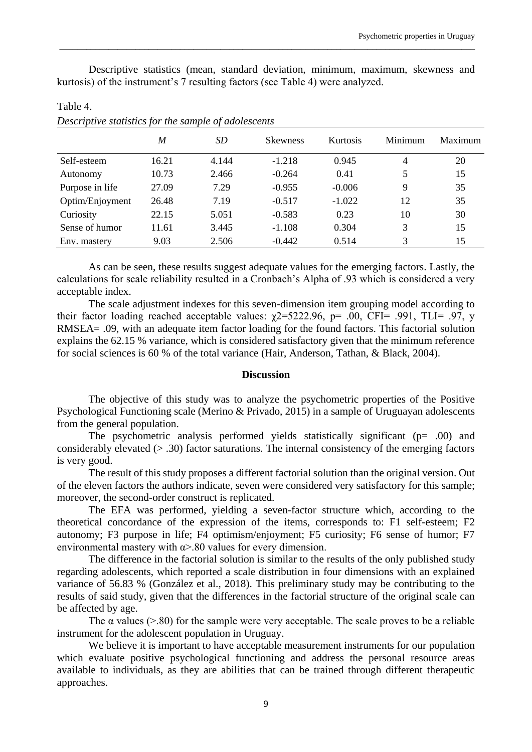Descriptive statistics (mean, standard deviation, minimum, maximum, skewness and kurtosis) of the instrument's 7 resulting factors (see Table 4) were analyzed.

Table 4.

*Descriptive statistics for the sample of adolescents*

| | *M* | *SD* | Skewness | Kurtosis | Minimum | Maximum |
|---|---|---|---|---|---|---|
| Self-esteem | 16.21 | 4.144 | -1.218 | 0.945 | 4 | 20 |
| Autonomy | 10.73 | 2.466 | -0.264 | 0.41 | 5 | 15 |
| Purpose in life | 27.09 | 7.29 | -0.955 | -0.006 | 9 | 35 |
| Optim/Enjoyment | 26.48 | 7.19 | -0.517 | -1.022 | 12 | 35 |
| Curiosity | 22.15 | 5.051 | -0.583 | 0.23 | 10 | 30 |
| Sense of humor | 11.61 | 3.445 | -1.108 | 0.304 | 3 | 15 |
| Env. mastery | 9.03 | 2.506 | -0.442 | 0.514 | 3 | 15 |

As can be seen, these results suggest adequate values for the emerging factors. Lastly, the calculations for scale reliability resulted in a Cronbach's Alpha of .93 which is considered a very acceptable index.

The scale adjustment indexes for this seven-dimension item grouping model according to their factor loading reached acceptable values: $\chi 2=5222.96$, $p= .00$, CFI= .991, TLI= .97, y RMSEA= .09, with an adequate item factor loading for the found factors. This factorial solution explains the 62.15 % variance, which is considered satisfactory given that the minimum reference for social sciences is 60 % of the total variance (Hair, Anderson, Tathan, & Black, 2004).

## Discussion

The objective of this study was to analyze the psychometric properties of the Positive Psychological Functioning scale (Merino & Privado, 2015) in a sample of Uruguayan adolescents from the general population.

The psychometric analysis performed yields statistically significant ($p= .00$) and considerably elevated (> .30) factor saturations. The internal consistency of the emerging factors is very good.

The result of this study proposes a different factorial solution than the original version. Out of the eleven factors the authors indicate, seven were considered very satisfactory for this sample; moreover, the second-order construct is replicated.

The EFA was performed, yielding a seven-factor structure which, according to the theoretical concordance of the expression of the items, corresponds to: F1 self-esteem; F2 autonomy; F3 purpose in life; F4 optimism/enjoyment; F5 curiosity; F6 sense of humor; F7 environmental mastery with $\alpha>.80$ values for every dimension.

The difference in the factorial solution is similar to the results of the only published study regarding adolescents, which reported a scale distribution in four dimensions with an explained variance of 56.83 % (González et al., 2018). This preliminary study may be contributing to the results of said study, given that the differences in the factorial structure of the original scale can be affected by age.

The $\alpha$ values (>.80) for the sample were very acceptable. The scale proves to be a reliable instrument for the adolescent population in Uruguay.

We believe it is important to have acceptable measurement instruments for our population which evaluate positive psychological functioning and address the personal resource areas available to individuals, as they are abilities that can be trained through different therapeutic approaches.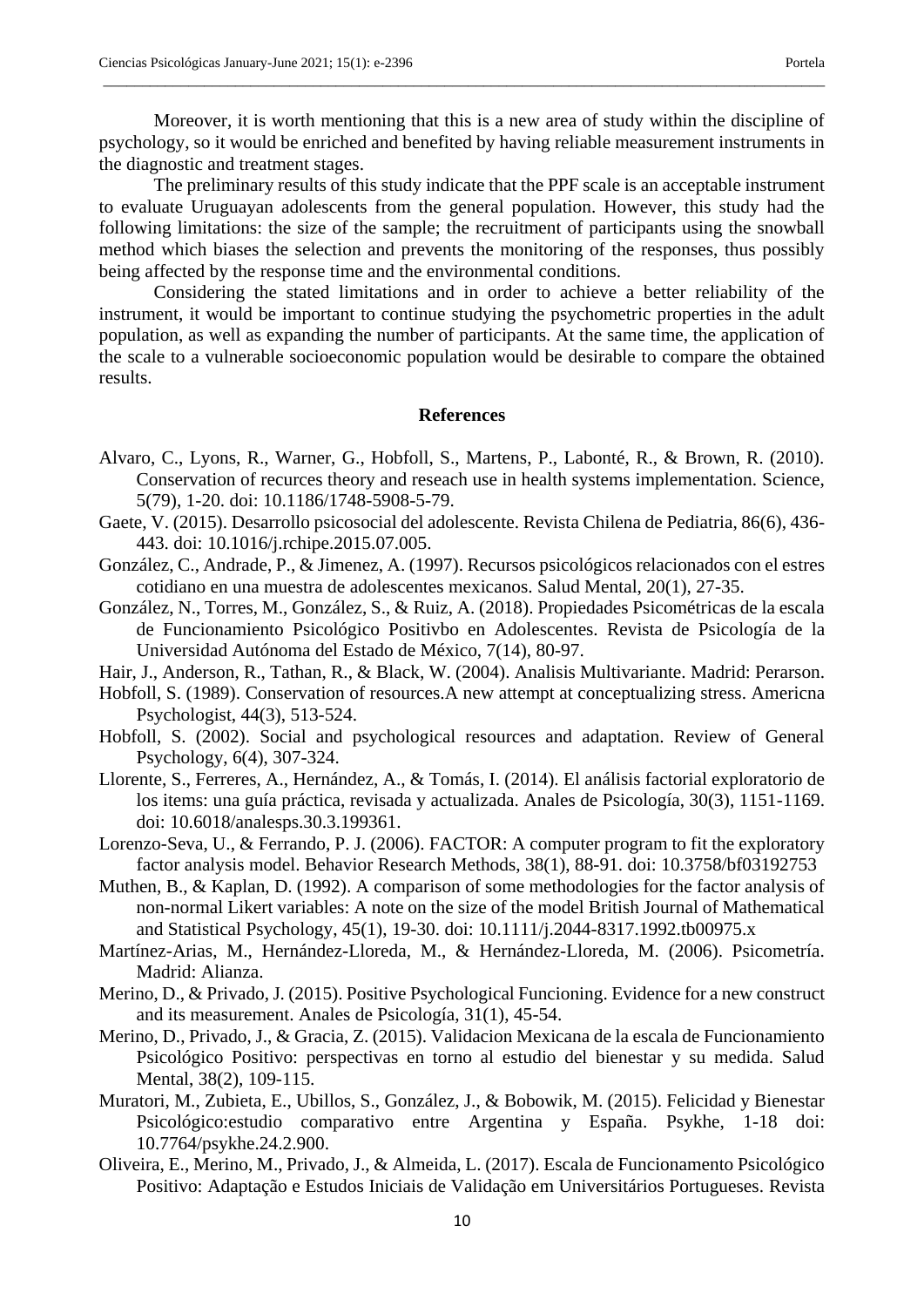Moreover, it is worth mentioning that this is a new area of study within the discipline of psychology, so it would be enriched and benefited by having reliable measurement instruments in the diagnostic and treatment stages.

The preliminary results of this study indicate that the PPF scale is an acceptable instrument to evaluate Uruguayan adolescents from the general population. However, this study had the following limitations: the size of the sample; the recruitment of participants using the snowball method which biases the selection and prevents the monitoring of the responses, thus possibly being affected by the response time and the environmental conditions.

Considering the stated limitations and in order to achieve a better reliability of the instrument, it would be important to continue studying the psychometric properties in the adult population, as well as expanding the number of participants. At the same time, the application of the scale to a vulnerable socioeconomic population would be desirable to compare the obtained results.

## References

Alvaro, C., Lyons, R., Warner, G., Hobfoll, S., Martens, P., Labonté, R., & Brown, R. (2010). Conservation of recurces theory and reseach use in health systems implementation. Science, 5(79), 1-20. doi: 10.1186/1748-5908-5-79.

Gaete, V. (2015). Desarrollo psicosocial del adolescente. Revista Chilena de Pediatria, 86(6), 436-443. doi: 10.1016/j.rchipe.2015.07.005.

González, C., Andrade, P., & Jimenez, A. (1997). Recursos psicológicos relacionados con el estres cotidiano en una muestra de adolescentes mexicanos. Salud Mental, 20(1), 27-35.

González, N., Torres, M., González, S., & Ruiz, A. (2018). Propiedades Psicométricas de la escala de Funcionamiento Psicológico Positivbo en Adolescentes. Revista de Psicología de la Universidad Autónoma del Estado de México, 7(14), 80-97.

Hair, J., Anderson, R., Tathan, R., & Black, W. (2004). Analisis Multivariante. Madrid: Perarson.

Hobfoll, S. (1989). Conservation of resources.A new attempt at conceptualizing stress. Americna Psychologist, 44(3), 513-524.

Hobfoll, S. (2002). Social and psychological resources and adaptation. Review of General Psychology, 6(4), 307-324.

Llorente, S., Ferreres, A., Hernández, A., & Tomás, I. (2014). El análisis factorial exploratorio de los items: una guía práctica, revisada y actualizada. Anales de Psicología, 30(3), 1151-1169. doi: 10.6018/analesps.30.3.199361.

Lorenzo-Seva, U., & Ferrando, P. J. (2006). FACTOR: A computer program to fit the exploratory factor analysis model. Behavior Research Methods, 38(1), 88-91. doi: 10.3758/bf03192753

Muthen, B., & Kaplan, D. (1992). A comparison of some methodologies for the factor analysis of non-normal Likert variables: A note on the size of the model British Journal of Mathematical and Statistical Psychology, 45(1), 19-30. doi: 10.1111/j.2044-8317.1992.tb00975.x

Martínez-Arias, M., Hernández-Lloreda, M., & Hernández-Lloreda, M. (2006). Psicometría. Madrid: Alianza.

Merino, D., & Privado, J. (2015). Positive Psychological Funcioning. Evidence for a new construct and its measurement. Anales de Psicología, 31(1), 45-54.

Merino, D., Privado, J., & Gracia, Z. (2015). Validacion Mexicana de la escala de Funcionamiento Psicológico Positivo: perspectivas en torno al estudio del bienestar y su medida. Salud Mental, 38(2), 109-115.

Muratori, M., Zubieta, E., Ubillos, S., González, J., & Bobowik, M. (2015). Felicidad y Bienestar Psicológico:estudio comparativo entre Argentina y España. Psykhe, 1-18 doi: 10.7764/psykhe.24.2.900.

Oliveira, E., Merino, M., Privado, J., & Almeida, L. (2017). Escala de Funcionamento Psicológico Positivo: Adaptação e Estudos Iniciais de Validação em Universitários Portugueses. Revista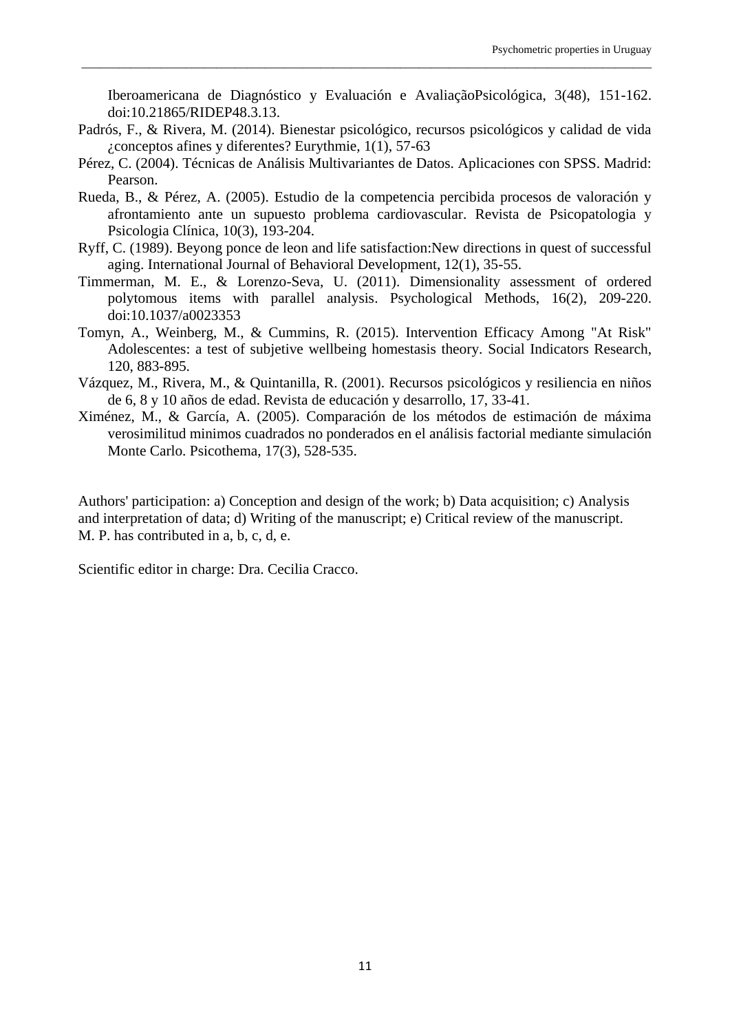Iberoamericana de Diagnóstico y Evaluación e AvaliaçãoPsicológica, 3(48), 151-162. doi:10.21865/RIDEP48.3.13.

Padrós, F., & Rivera, M. (2014). Bienestar psicológico, recursos psicológicos y calidad de vida ¿conceptos afines y diferentes? Eurythmie, 1(1), 57-63

Pérez, C. (2004). Técnicas de Análisis Multivariantes de Datos. Aplicaciones con SPSS. Madrid: Pearson.

Rueda, B., & Pérez, A. (2005). Estudio de la competencia percibida procesos de valoración y afrontamiento ante un supuesto problema cardiovascular. Revista de Psicopatologia y Psicologia Clínica, 10(3), 193-204.

Ryff, C. (1989). Beyong ponce de leon and life satisfaction:New directions in quest of successful aging. International Journal of Behavioral Development, 12(1), 35-55.

Timmerman, M. E., & Lorenzo-Seva, U. (2011). Dimensionality assessment of ordered polytomous items with parallel analysis. Psychological Methods, 16(2), 209-220. doi:10.1037/a0023353

Tomyn, A., Weinberg, M., & Cummins, R. (2015). Intervention Efficacy Among "At Risk" Adolescentes: a test of subjetive wellbeing homestasis theory. Social Indicators Research, 120, 883-895.

Vázquez, M., Rivera, M., & Quintanilla, R. (2001). Recursos psicológicos y resiliencia en niños de 6, 8 y 10 años de edad. Revista de educación y desarrollo, 17, 33-41.

Ximénez, M., & García, A. (2005). Comparación de los métodos de estimación de máxima verosimilitud minimos cuadrados no ponderados en el análisis factorial mediante simulación Monte Carlo. Psicothema, 17(3), 528-535.

Authors' participation: a) Conception and design of the work; b) Data acquisition; c) Analysis and interpretation of data; d) Writing of the manuscript; e) Critical review of the manuscript.
M. P. has contributed in a, b, c, d, e.

Scientific editor in charge: Dra. Cecilia Cracco.